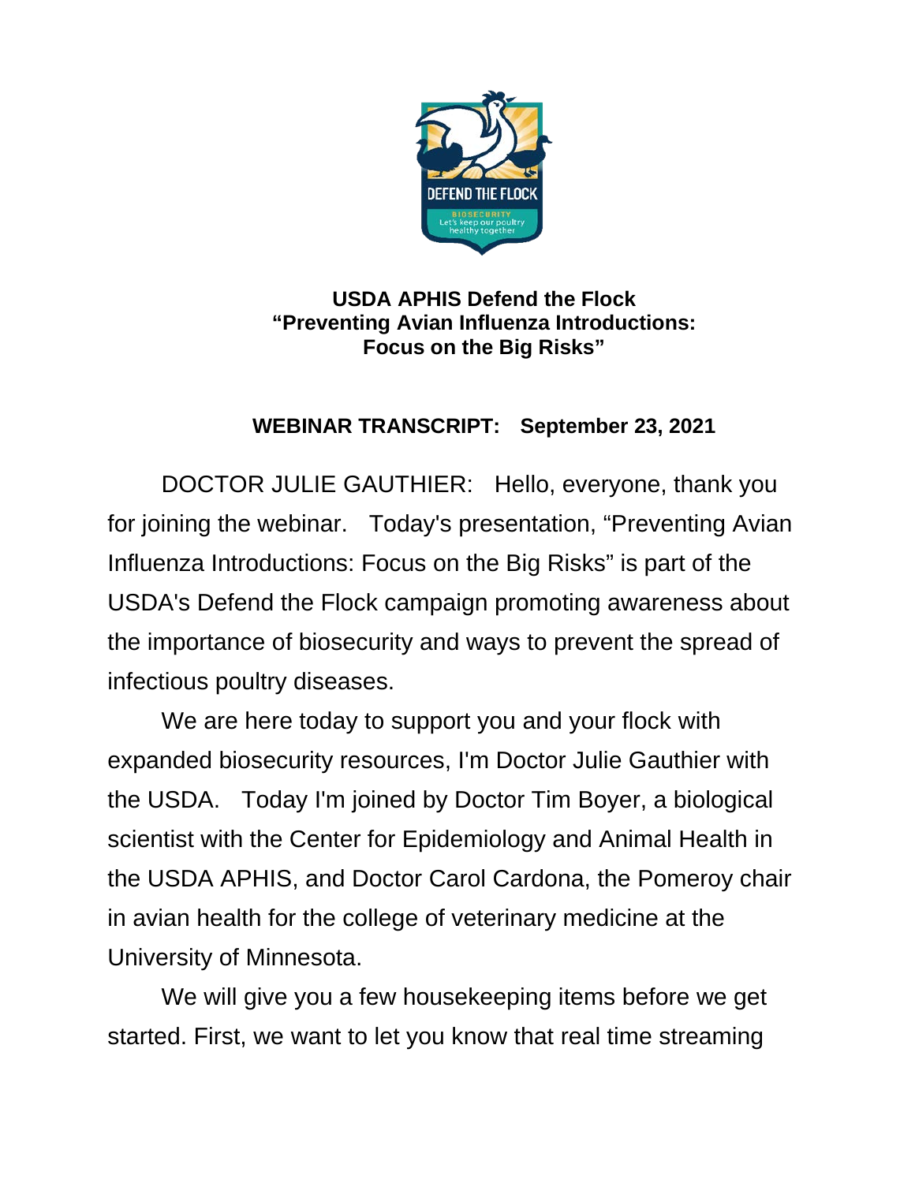# USDA APHIS Defend the Flock
# "Preventing Avian Influenza Introductions: Focus on the Big Risks"

## WEBINAR TRANSCRIPT: September 23, 2021

DOCTOR JULIE GAUTHIER: Hello, everyone, thank you for joining the webinar. Today's presentation, "Preventing Avian Influenza Introductions: Focus on the Big Risks" is part of the USDA's Defend the Flock campaign promoting awareness about the importance of biosecurity and ways to prevent the spread of infectious poultry diseases.

We are here today to support you and your flock with expanded biosecurity resources, I'm Doctor Julie Gauthier with the USDA. Today I'm joined by Doctor Tim Boyer, a biological scientist with the Center for Epidemiology and Animal Health in the USDA APHIS, and Doctor Carol Cardona, the Pomeroy chair in avian health for the college of veterinary medicine at the University of Minnesota.

We will give you a few housekeeping items before we get started. First, we want to let you know that real time streaming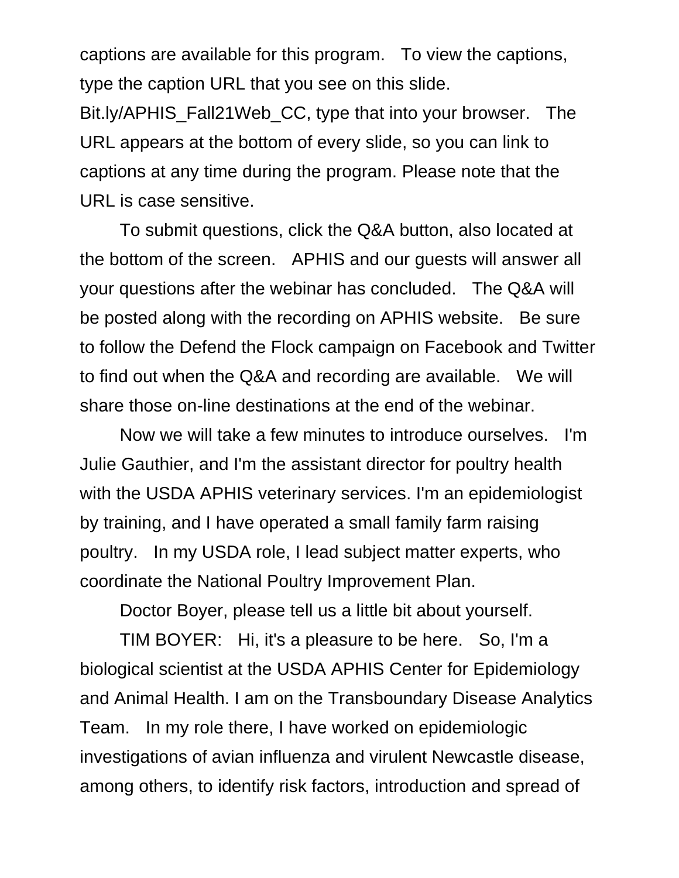captions are available for this program. To view the captions, type the caption URL that you see on this slide. Bit.ly/APHIS_Fall21Web_CC, type that into your browser. The URL appears at the bottom of every slide, so you can link to captions at any time during the program. Please note that the URL is case sensitive.

To submit questions, click the Q&A button, also located at the bottom of the screen. APHIS and our guests will answer all your questions after the webinar has concluded. The Q&A will be posted along with the recording on APHIS website. Be sure to follow the Defend the Flock campaign on Facebook and Twitter to find out when the Q&A and recording are available. We will share those on-line destinations at the end of the webinar.

Now we will take a few minutes to introduce ourselves. I'm Julie Gauthier, and I'm the assistant director for poultry health with the USDA APHIS veterinary services. I'm an epidemiologist by training, and I have operated a small family farm raising poultry. In my USDA role, I lead subject matter experts, who coordinate the National Poultry Improvement Plan.

Doctor Boyer, please tell us a little bit about yourself.

TIM BOYER: Hi, it's a pleasure to be here. So, I'm a biological scientist at the USDA APHIS Center for Epidemiology and Animal Health. I am on the Transboundary Disease Analytics Team. In my role there, I have worked on epidemiologic investigations of avian influenza and virulent Newcastle disease, among others, to identify risk factors, introduction and spread of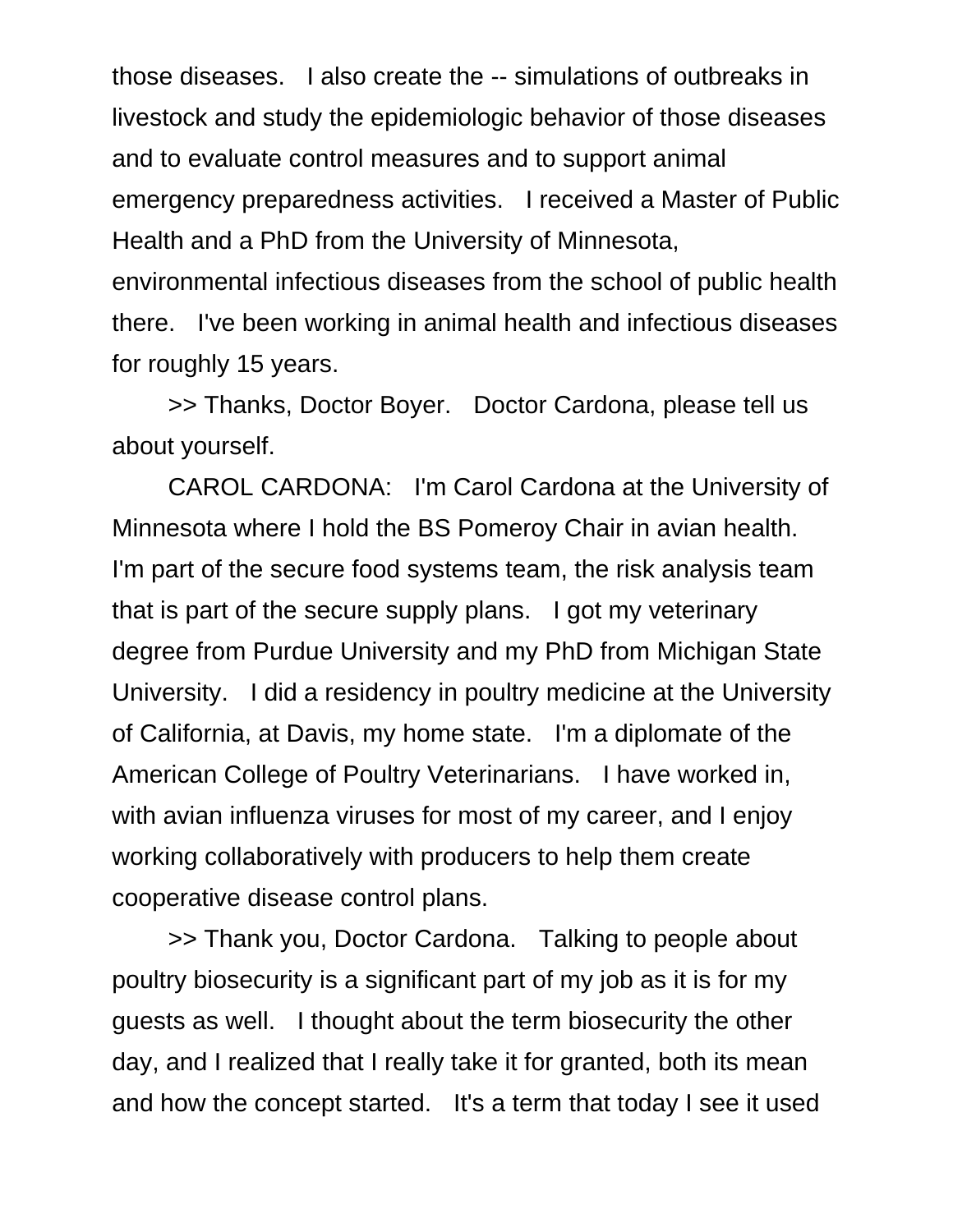those diseases.   I also create the -- simulations of outbreaks in livestock and study the epidemiologic behavior of those diseases and to evaluate control measures and to support animal emergency preparedness activities.   I received a Master of Public Health and a PhD from the University of Minnesota, environmental infectious diseases from the school of public health there.   I've been working in animal health and infectious diseases for roughly 15 years.

>> Thanks, Doctor Boyer.   Doctor Cardona, please tell us about yourself.

CAROL CARDONA:   I'm Carol Cardona at the University of Minnesota where I hold the BS Pomeroy Chair in avian health. I'm part of the secure food systems team, the risk analysis team that is part of the secure supply plans.   I got my veterinary degree from Purdue University and my PhD from Michigan State University.   I did a residency in poultry medicine at the University of California, at Davis, my home state.   I'm a diplomate of the American College of Poultry Veterinarians.   I have worked in, with avian influenza viruses for most of my career, and I enjoy working collaboratively with producers to help them create cooperative disease control plans.

>> Thank you, Doctor Cardona.   Talking to people about poultry biosecurity is a significant part of my job as it is for my guests as well.   I thought about the term biosecurity the other day, and I realized that I really take it for granted, both its mean and how the concept started.   It's a term that today I see it used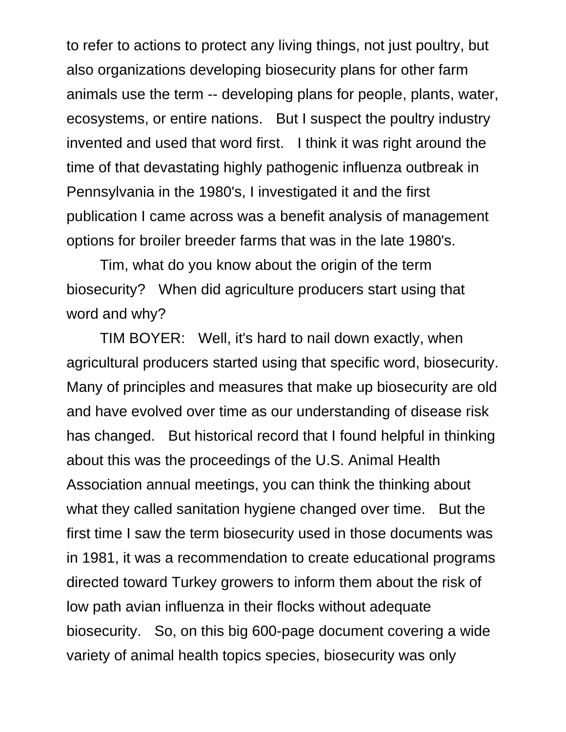to refer to actions to protect any living things, not just poultry, but also organizations developing biosecurity plans for other farm animals use the term -- developing plans for people, plants, water, ecosystems, or entire nations. But I suspect the poultry industry invented and used that word first. I think it was right around the time of that devastating highly pathogenic influenza outbreak in Pennsylvania in the 1980's, I investigated it and the first publication I came across was a benefit analysis of management options for broiler breeder farms that was in the late 1980's.

Tim, what do you know about the origin of the term biosecurity? When did agriculture producers start using that word and why?

TIM BOYER: Well, it's hard to nail down exactly, when agricultural producers started using that specific word, biosecurity. Many of principles and measures that make up biosecurity are old and have evolved over time as our understanding of disease risk has changed. But historical record that I found helpful in thinking about this was the proceedings of the U.S. Animal Health Association annual meetings, you can think the thinking about what they called sanitation hygiene changed over time. But the first time I saw the term biosecurity used in those documents was in 1981, it was a recommendation to create educational programs directed toward Turkey growers to inform them about the risk of low path avian influenza in their flocks without adequate biosecurity. So, on this big 600-page document covering a wide variety of animal health topics species, biosecurity was only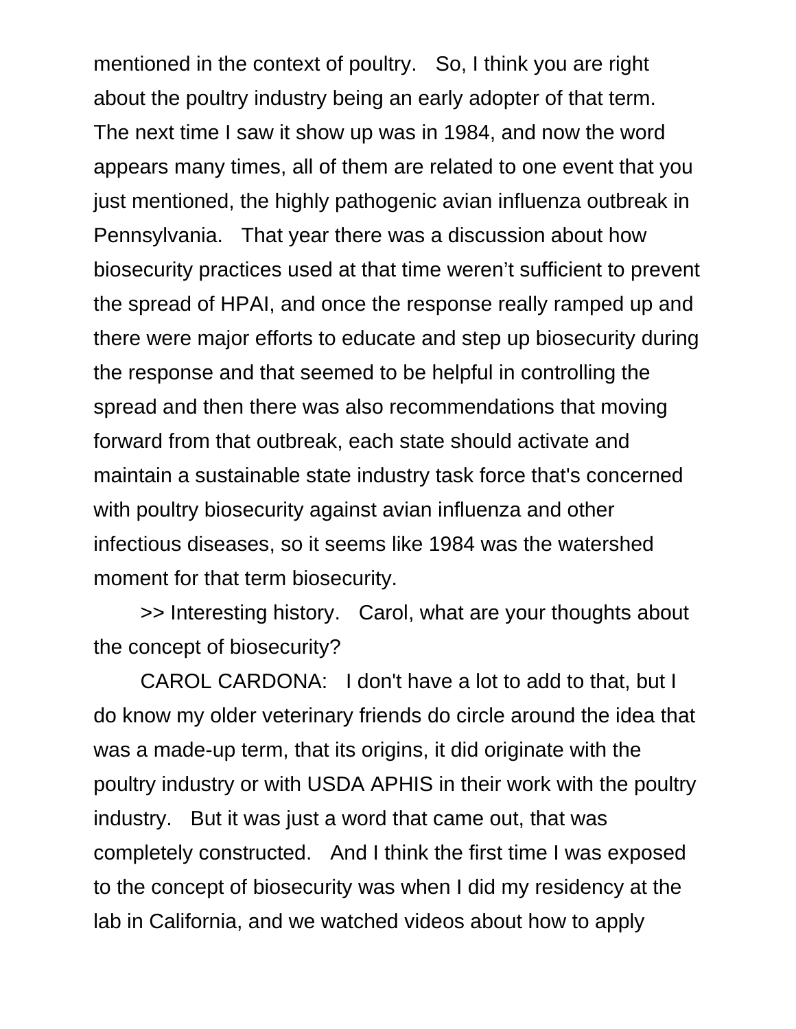mentioned in the context of poultry. So, I think you are right about the poultry industry being an early adopter of that term. The next time I saw it show up was in 1984, and now the word appears many times, all of them are related to one event that you just mentioned, the highly pathogenic avian influenza outbreak in Pennsylvania. That year there was a discussion about how biosecurity practices used at that time weren't sufficient to prevent the spread of HPAI, and once the response really ramped up and there were major efforts to educate and step up biosecurity during the response and that seemed to be helpful in controlling the spread and then there was also recommendations that moving forward from that outbreak, each state should activate and maintain a sustainable state industry task force that's concerned with poultry biosecurity against avian influenza and other infectious diseases, so it seems like 1984 was the watershed moment for that term biosecurity.

>> Interesting history. Carol, what are your thoughts about the concept of biosecurity?

CAROL CARDONA: I don't have a lot to add to that, but I do know my older veterinary friends do circle around the idea that was a made-up term, that its origins, it did originate with the poultry industry or with USDA APHIS in their work with the poultry industry. But it was just a word that came out, that was completely constructed. And I think the first time I was exposed to the concept of biosecurity was when I did my residency at the lab in California, and we watched videos about how to apply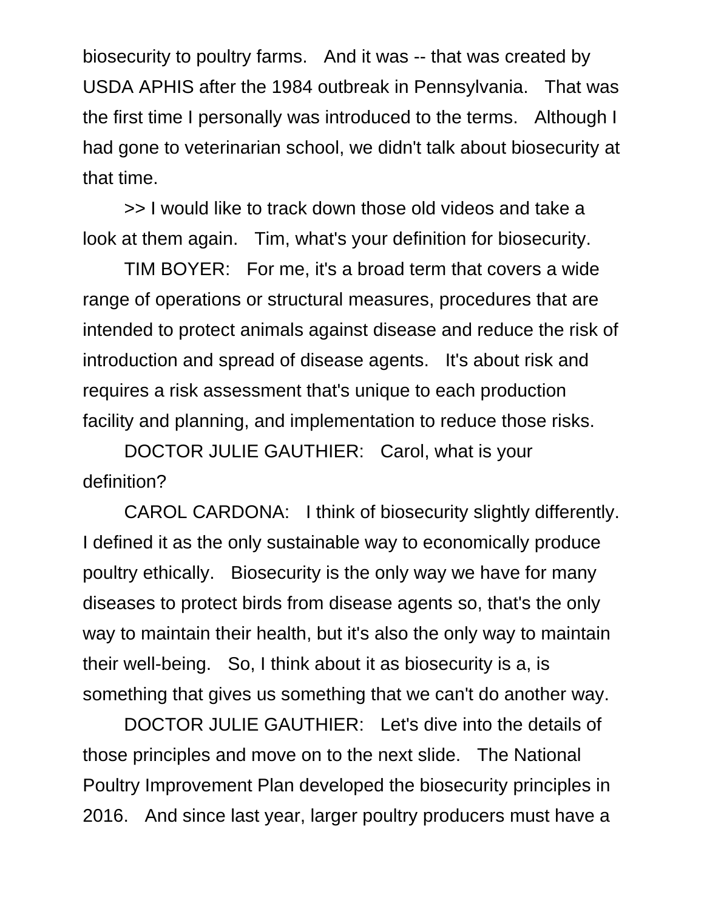biosecurity to poultry farms. And it was -- that was created by USDA APHIS after the 1984 outbreak in Pennsylvania. That was the first time I personally was introduced to the terms. Although I had gone to veterinarian school, we didn't talk about biosecurity at that time.

>> I would like to track down those old videos and take a look at them again. Tim, what's your definition for biosecurity.

TIM BOYER: For me, it's a broad term that covers a wide range of operations or structural measures, procedures that are intended to protect animals against disease and reduce the risk of introduction and spread of disease agents. It's about risk and requires a risk assessment that's unique to each production facility and planning, and implementation to reduce those risks.

DOCTOR JULIE GAUTHIER: Carol, what is your definition?

CAROL CARDONA: I think of biosecurity slightly differently. I defined it as the only sustainable way to economically produce poultry ethically. Biosecurity is the only way we have for many diseases to protect birds from disease agents so, that's the only way to maintain their health, but it's also the only way to maintain their well-being. So, I think about it as biosecurity is a, is something that gives us something that we can't do another way.

DOCTOR JULIE GAUTHIER: Let's dive into the details of those principles and move on to the next slide. The National Poultry Improvement Plan developed the biosecurity principles in 2016. And since last year, larger poultry producers must have a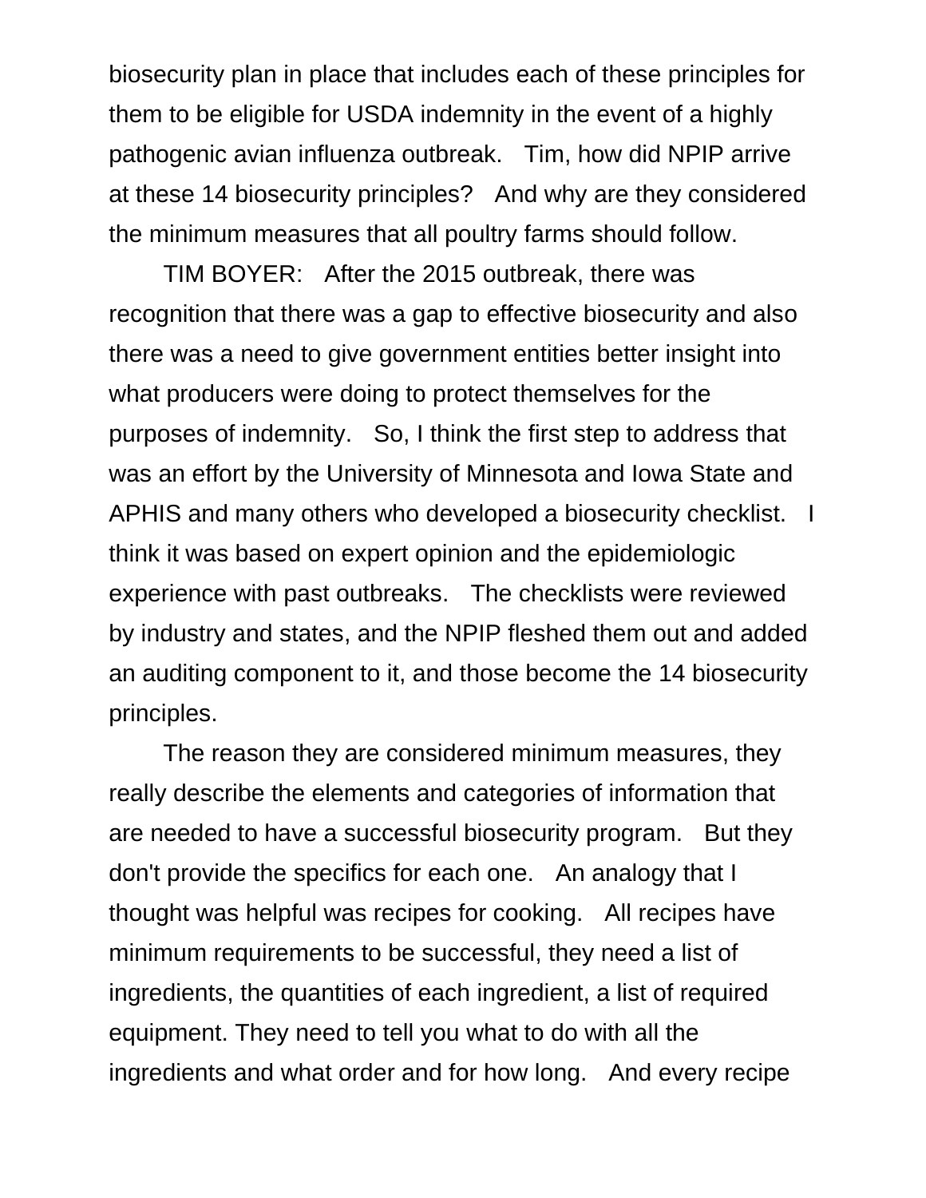biosecurity plan in place that includes each of these principles for them to be eligible for USDA indemnity in the event of a highly pathogenic avian influenza outbreak. Tim, how did NPIP arrive at these 14 biosecurity principles? And why are they considered the minimum measures that all poultry farms should follow.

TIM BOYER: After the 2015 outbreak, there was recognition that there was a gap to effective biosecurity and also there was a need to give government entities better insight into what producers were doing to protect themselves for the purposes of indemnity. So, I think the first step to address that was an effort by the University of Minnesota and Iowa State and APHIS and many others who developed a biosecurity checklist. I think it was based on expert opinion and the epidemiologic experience with past outbreaks. The checklists were reviewed by industry and states, and the NPIP fleshed them out and added an auditing component to it, and those become the 14 biosecurity principles.

The reason they are considered minimum measures, they really describe the elements and categories of information that are needed to have a successful biosecurity program. But they don't provide the specifics for each one. An analogy that I thought was helpful was recipes for cooking. All recipes have minimum requirements to be successful, they need a list of ingredients, the quantities of each ingredient, a list of required equipment. They need to tell you what to do with all the ingredients and what order and for how long. And every recipe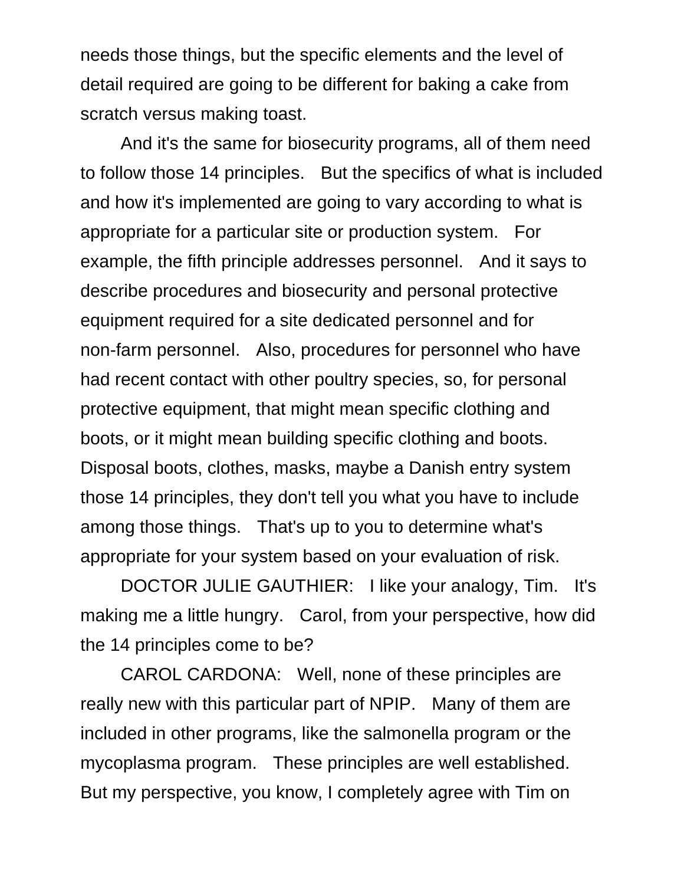needs those things, but the specific elements and the level of detail required are going to be different for baking a cake from scratch versus making toast.

And it's the same for biosecurity programs, all of them need to follow those 14 principles. But the specifics of what is included and how it's implemented are going to vary according to what is appropriate for a particular site or production system. For example, the fifth principle addresses personnel. And it says to describe procedures and biosecurity and personal protective equipment required for a site dedicated personnel and for non-farm personnel. Also, procedures for personnel who have had recent contact with other poultry species, so, for personal protective equipment, that might mean specific clothing and boots, or it might mean building specific clothing and boots. Disposal boots, clothes, masks, maybe a Danish entry system those 14 principles, they don't tell you what you have to include among those things. That's up to you to determine what's appropriate for your system based on your evaluation of risk.

DOCTOR JULIE GAUTHIER: I like your analogy, Tim. It's making me a little hungry. Carol, from your perspective, how did the 14 principles come to be?

CAROL CARDONA: Well, none of these principles are really new with this particular part of NPIP. Many of them are included in other programs, like the salmonella program or the mycoplasma program. These principles are well established. But my perspective, you know, I completely agree with Tim on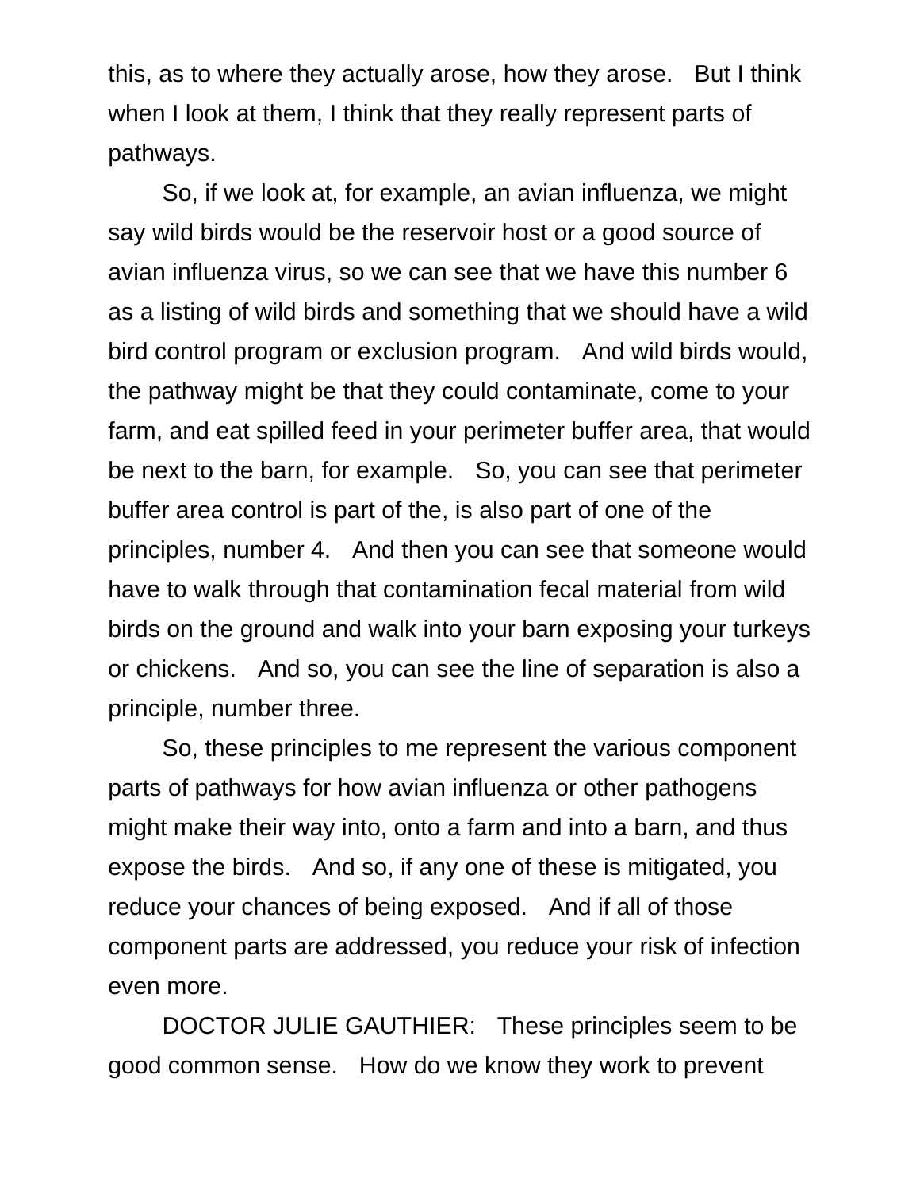this, as to where they actually arose, how they arose. But I think when I look at them, I think that they really represent parts of pathways.

So, if we look at, for example, an avian influenza, we might say wild birds would be the reservoir host or a good source of avian influenza virus, so we can see that we have this number 6 as a listing of wild birds and something that we should have a wild bird control program or exclusion program. And wild birds would, the pathway might be that they could contaminate, come to your farm, and eat spilled feed in your perimeter buffer area, that would be next to the barn, for example. So, you can see that perimeter buffer area control is part of the, is also part of one of the principles, number 4. And then you can see that someone would have to walk through that contamination fecal material from wild birds on the ground and walk into your barn exposing your turkeys or chickens. And so, you can see the line of separation is also a principle, number three.

So, these principles to me represent the various component parts of pathways for how avian influenza or other pathogens might make their way into, onto a farm and into a barn, and thus expose the birds. And so, if any one of these is mitigated, you reduce your chances of being exposed. And if all of those component parts are addressed, you reduce your risk of infection even more.

DOCTOR JULIE GAUTHIER: These principles seem to be good common sense. How do we know they work to prevent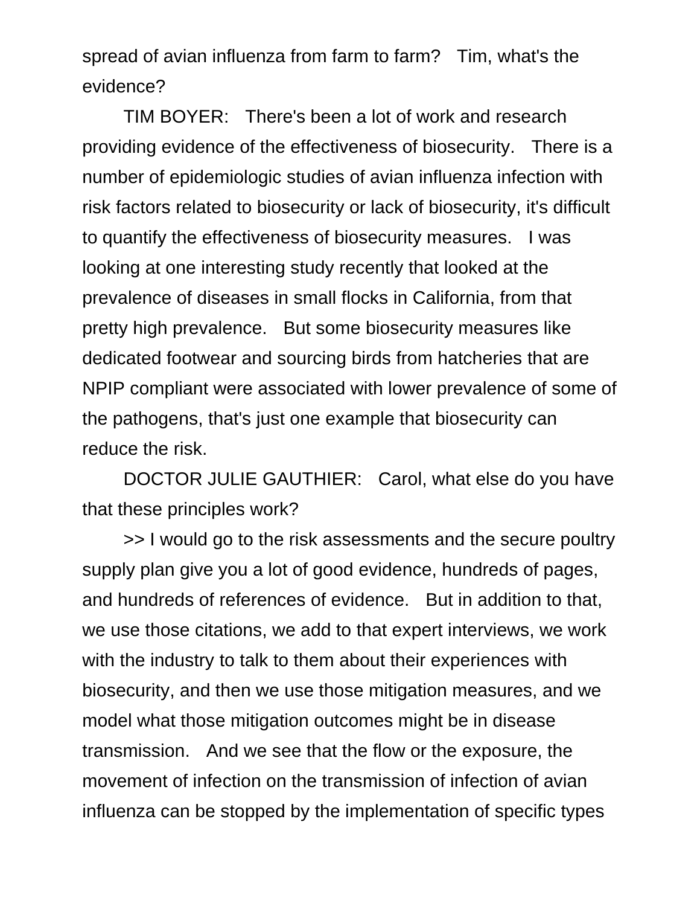spread of avian influenza from farm to farm? Tim, what's the evidence?

TIM BOYER: There's been a lot of work and research providing evidence of the effectiveness of biosecurity. There is a number of epidemiologic studies of avian influenza infection with risk factors related to biosecurity or lack of biosecurity, it's difficult to quantify the effectiveness of biosecurity measures. I was looking at one interesting study recently that looked at the prevalence of diseases in small flocks in California, from that pretty high prevalence. But some biosecurity measures like dedicated footwear and sourcing birds from hatcheries that are NPIP compliant were associated with lower prevalence of some of the pathogens, that's just one example that biosecurity can reduce the risk.

DOCTOR JULIE GAUTHIER: Carol, what else do you have that these principles work?

>> I would go to the risk assessments and the secure poultry supply plan give you a lot of good evidence, hundreds of pages, and hundreds of references of evidence. But in addition to that, we use those citations, we add to that expert interviews, we work with the industry to talk to them about their experiences with biosecurity, and then we use those mitigation measures, and we model what those mitigation outcomes might be in disease transmission. And we see that the flow or the exposure, the movement of infection on the transmission of infection of avian influenza can be stopped by the implementation of specific types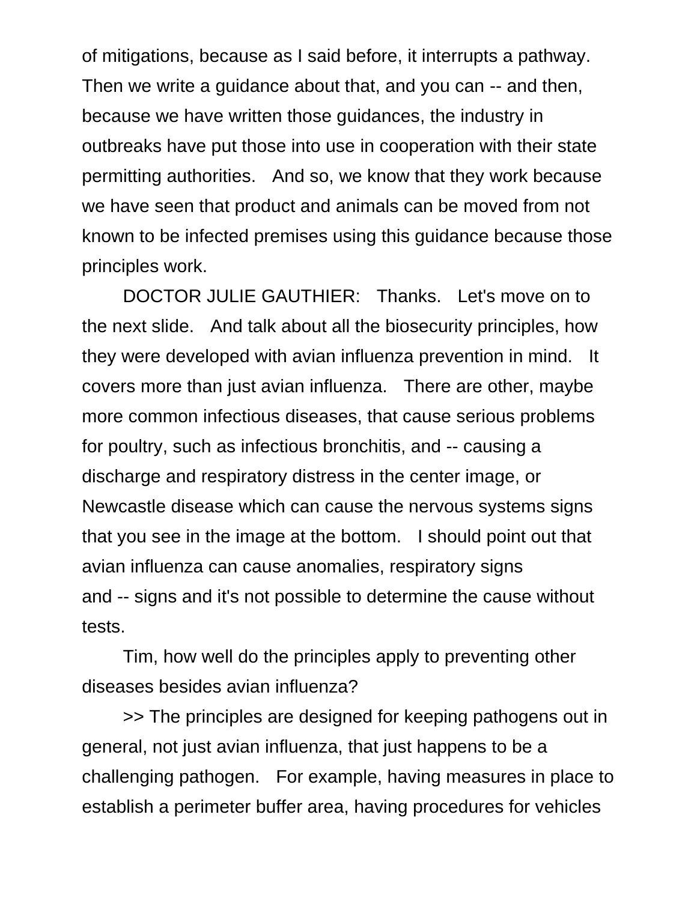of mitigations, because as I said before, it interrupts a pathway. Then we write a guidance about that, and you can -- and then, because we have written those guidances, the industry in outbreaks have put those into use in cooperation with their state permitting authorities. And so, we know that they work because we have seen that product and animals can be moved from not known to be infected premises using this guidance because those principles work.

DOCTOR JULIE GAUTHIER: Thanks. Let's move on to the next slide. And talk about all the biosecurity principles, how they were developed with avian influenza prevention in mind. It covers more than just avian influenza. There are other, maybe more common infectious diseases, that cause serious problems for poultry, such as infectious bronchitis, and -- causing a discharge and respiratory distress in the center image, or Newcastle disease which can cause the nervous systems signs that you see in the image at the bottom. I should point out that avian influenza can cause anomalies, respiratory signs and -- signs and it's not possible to determine the cause without tests.

Tim, how well do the principles apply to preventing other diseases besides avian influenza?

>> The principles are designed for keeping pathogens out in general, not just avian influenza, that just happens to be a challenging pathogen. For example, having measures in place to establish a perimeter buffer area, having procedures for vehicles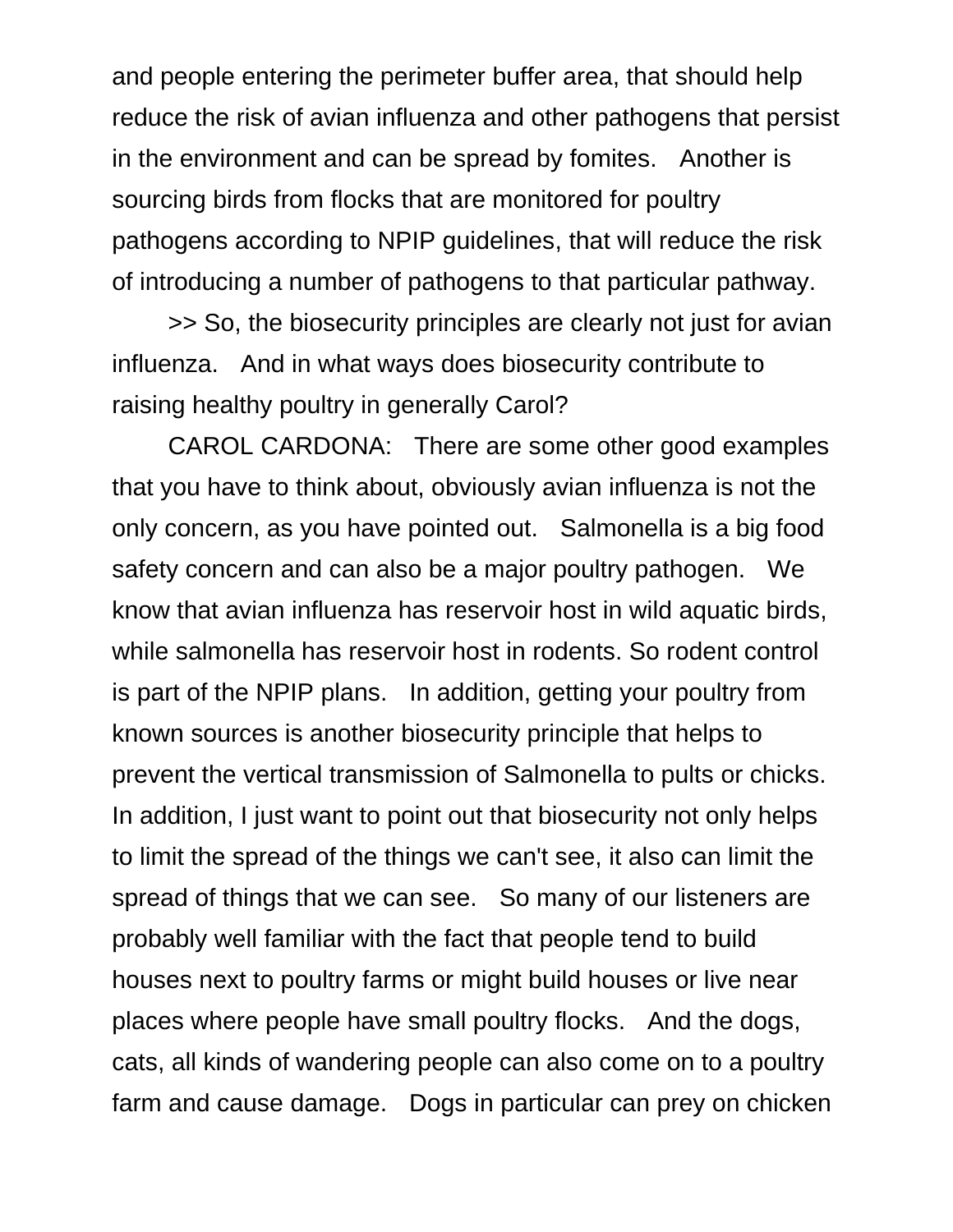and people entering the perimeter buffer area, that should help reduce the risk of avian influenza and other pathogens that persist in the environment and can be spread by fomites. Another is sourcing birds from flocks that are monitored for poultry pathogens according to NPIP guidelines, that will reduce the risk of introducing a number of pathogens to that particular pathway.

>> So, the biosecurity principles are clearly not just for avian influenza. And in what ways does biosecurity contribute to raising healthy poultry in generally Carol?

CAROL CARDONA: There are some other good examples that you have to think about, obviously avian influenza is not the only concern, as you have pointed out. Salmonella is a big food safety concern and can also be a major poultry pathogen. We know that avian influenza has reservoir host in wild aquatic birds, while salmonella has reservoir host in rodents. So rodent control is part of the NPIP plans. In addition, getting your poultry from known sources is another biosecurity principle that helps to prevent the vertical transmission of Salmonella to pults or chicks. In addition, I just want to point out that biosecurity not only helps to limit the spread of the things we can't see, it also can limit the spread of things that we can see. So many of our listeners are probably well familiar with the fact that people tend to build houses next to poultry farms or might build houses or live near places where people have small poultry flocks. And the dogs, cats, all kinds of wandering people can also come on to a poultry farm and cause damage. Dogs in particular can prey on chicken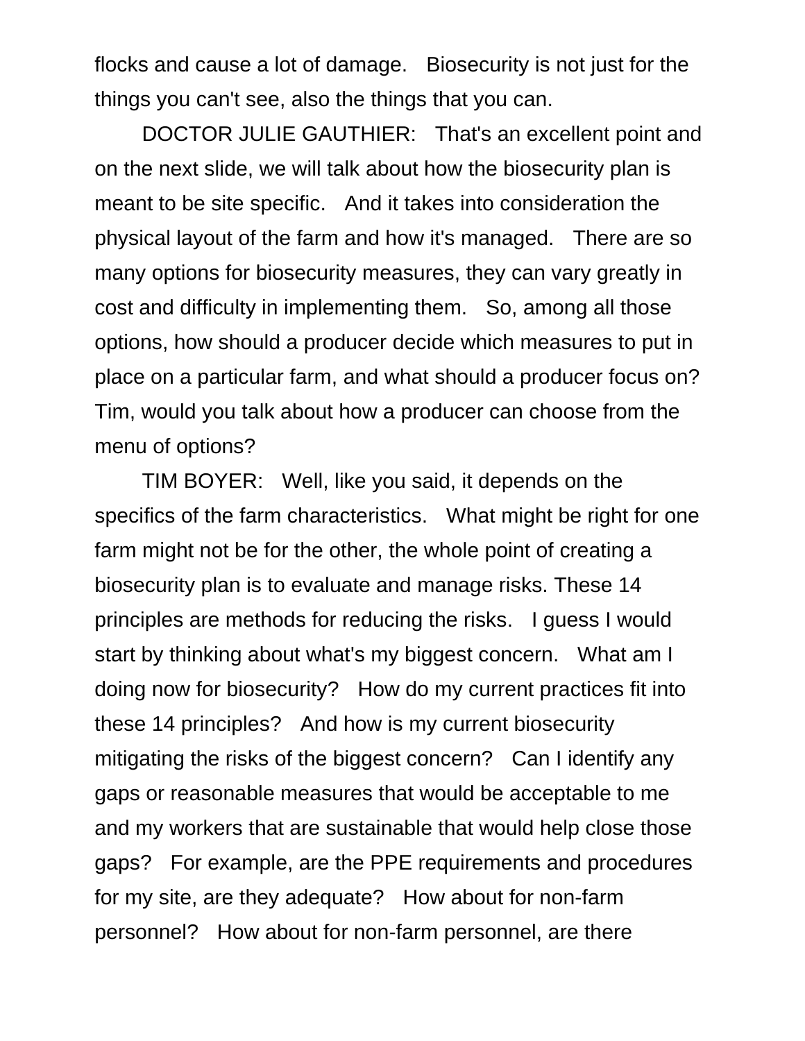flocks and cause a lot of damage. Biosecurity is not just for the things you can't see, also the things that you can.

DOCTOR JULIE GAUTHIER: That's an excellent point and on the next slide, we will talk about how the biosecurity plan is meant to be site specific. And it takes into consideration the physical layout of the farm and how it's managed. There are so many options for biosecurity measures, they can vary greatly in cost and difficulty in implementing them. So, among all those options, how should a producer decide which measures to put in place on a particular farm, and what should a producer focus on? Tim, would you talk about how a producer can choose from the menu of options?

TIM BOYER: Well, like you said, it depends on the specifics of the farm characteristics. What might be right for one farm might not be for the other, the whole point of creating a biosecurity plan is to evaluate and manage risks. These 14 principles are methods for reducing the risks. I guess I would start by thinking about what's my biggest concern. What am I doing now for biosecurity? How do my current practices fit into these 14 principles? And how is my current biosecurity mitigating the risks of the biggest concern? Can I identify any gaps or reasonable measures that would be acceptable to me and my workers that are sustainable that would help close those gaps? For example, are the PPE requirements and procedures for my site, are they adequate? How about for non-farm personnel? How about for non-farm personnel, are there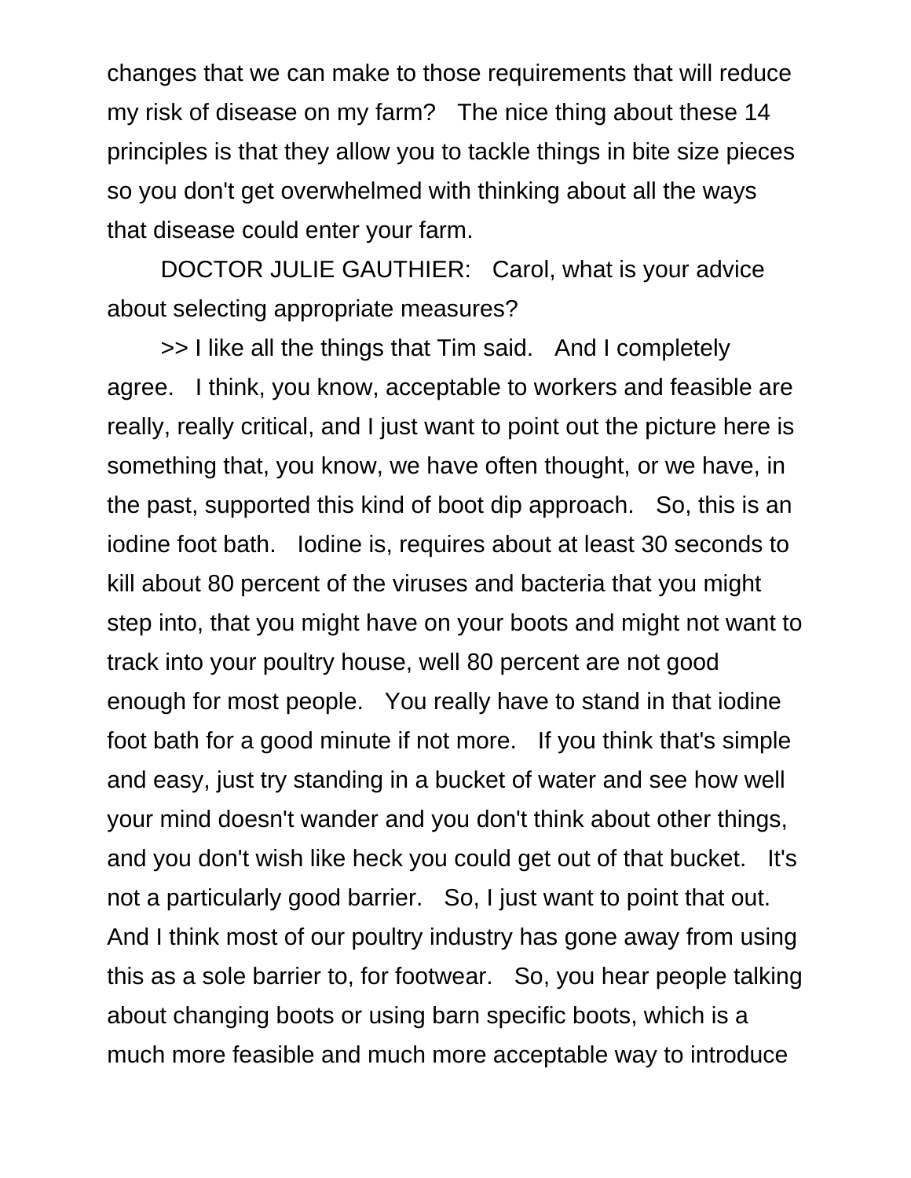changes that we can make to those requirements that will reduce my risk of disease on my farm? The nice thing about these 14 principles is that they allow you to tackle things in bite size pieces so you don't get overwhelmed with thinking about all the ways that disease could enter your farm.

DOCTOR JULIE GAUTHIER: Carol, what is your advice about selecting appropriate measures?

>> I like all the things that Tim said. And I completely agree. I think, you know, acceptable to workers and feasible are really, really critical, and I just want to point out the picture here is something that, you know, we have often thought, or we have, in the past, supported this kind of boot dip approach. So, this is an iodine foot bath. Iodine is, requires about at least 30 seconds to kill about 80 percent of the viruses and bacteria that you might step into, that you might have on your boots and might not want to track into your poultry house, well 80 percent are not good enough for most people. You really have to stand in that iodine foot bath for a good minute if not more. If you think that's simple and easy, just try standing in a bucket of water and see how well your mind doesn't wander and you don't think about other things, and you don't wish like heck you could get out of that bucket. It's not a particularly good barrier. So, I just want to point that out. And I think most of our poultry industry has gone away from using this as a sole barrier to, for footwear. So, you hear people talking about changing boots or using barn specific boots, which is a much more feasible and much more acceptable way to introduce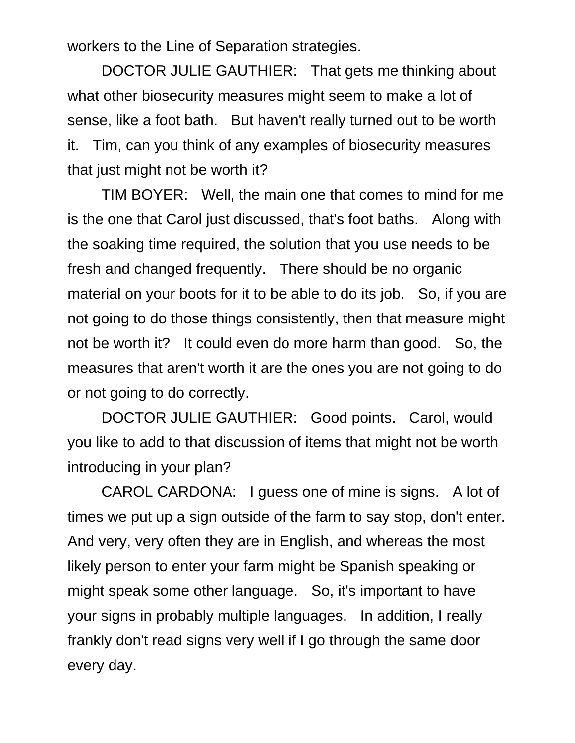workers to the Line of Separation strategies.

DOCTOR JULIE GAUTHIER: That gets me thinking about what other biosecurity measures might seem to make a lot of sense, like a foot bath. But haven't really turned out to be worth it. Tim, can you think of any examples of biosecurity measures that just might not be worth it?

TIM BOYER: Well, the main one that comes to mind for me is the one that Carol just discussed, that's foot baths. Along with the soaking time required, the solution that you use needs to be fresh and changed frequently. There should be no organic material on your boots for it to be able to do its job. So, if you are not going to do those things consistently, then that measure might not be worth it? It could even do more harm than good. So, the measures that aren't worth it are the ones you are not going to do or not going to do correctly.

DOCTOR JULIE GAUTHIER: Good points. Carol, would you like to add to that discussion of items that might not be worth introducing in your plan?

CAROL CARDONA: I guess one of mine is signs. A lot of times we put up a sign outside of the farm to say stop, don't enter. And very, very often they are in English, and whereas the most likely person to enter your farm might be Spanish speaking or might speak some other language. So, it's important to have your signs in probably multiple languages. In addition, I really frankly don't read signs very well if I go through the same door every day.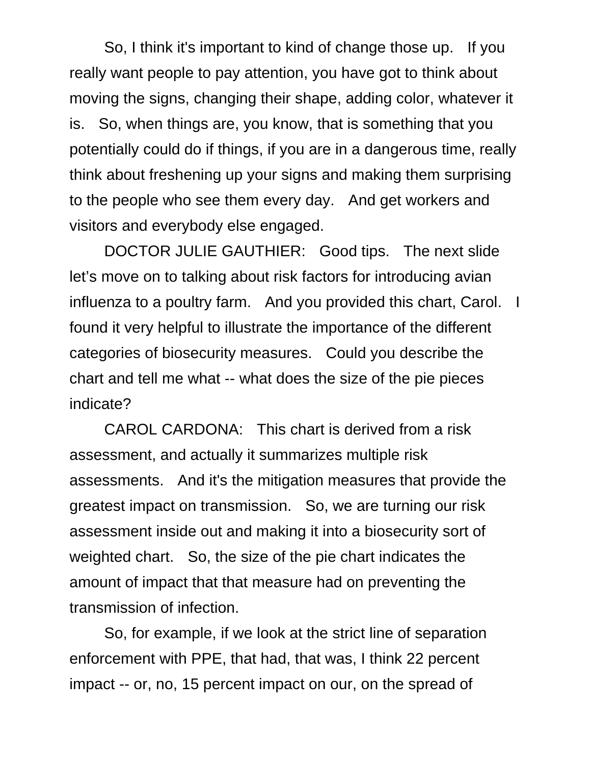So, I think it's important to kind of change those up. If you really want people to pay attention, you have got to think about moving the signs, changing their shape, adding color, whatever it is. So, when things are, you know, that is something that you potentially could do if things, if you are in a dangerous time, really think about freshening up your signs and making them surprising to the people who see them every day. And get workers and visitors and everybody else engaged.

DOCTOR JULIE GAUTHIER: Good tips. The next slide let's move on to talking about risk factors for introducing avian influenza to a poultry farm. And you provided this chart, Carol. I found it very helpful to illustrate the importance of the different categories of biosecurity measures. Could you describe the chart and tell me what -- what does the size of the pie pieces indicate?

CAROL CARDONA: This chart is derived from a risk assessment, and actually it summarizes multiple risk assessments. And it's the mitigation measures that provide the greatest impact on transmission. So, we are turning our risk assessment inside out and making it into a biosecurity sort of weighted chart. So, the size of the pie chart indicates the amount of impact that that measure had on preventing the transmission of infection.

So, for example, if we look at the strict line of separation enforcement with PPE, that had, that was, I think 22 percent impact -- or, no, 15 percent impact on our, on the spread of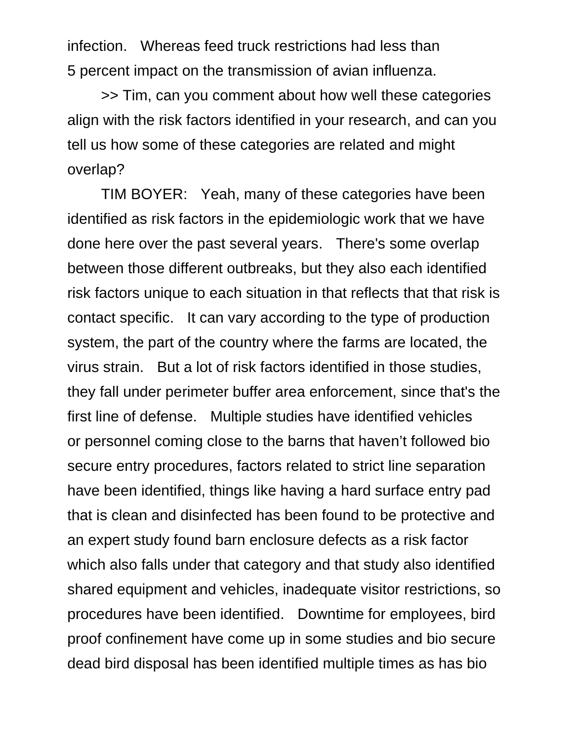infection. Whereas feed truck restrictions had less than 5 percent impact on the transmission of avian influenza.

>> Tim, can you comment about how well these categories align with the risk factors identified in your research, and can you tell us how some of these categories are related and might overlap?

TIM BOYER: Yeah, many of these categories have been identified as risk factors in the epidemiologic work that we have done here over the past several years. There's some overlap between those different outbreaks, but they also each identified risk factors unique to each situation in that reflects that that risk is contact specific. It can vary according to the type of production system, the part of the country where the farms are located, the virus strain. But a lot of risk factors identified in those studies, they fall under perimeter buffer area enforcement, since that's the first line of defense. Multiple studies have identified vehicles or personnel coming close to the barns that haven't followed bio secure entry procedures, factors related to strict line separation have been identified, things like having a hard surface entry pad that is clean and disinfected has been found to be protective and an expert study found barn enclosure defects as a risk factor which also falls under that category and that study also identified shared equipment and vehicles, inadequate visitor restrictions, so procedures have been identified. Downtime for employees, bird proof confinement have come up in some studies and bio secure dead bird disposal has been identified multiple times as has bio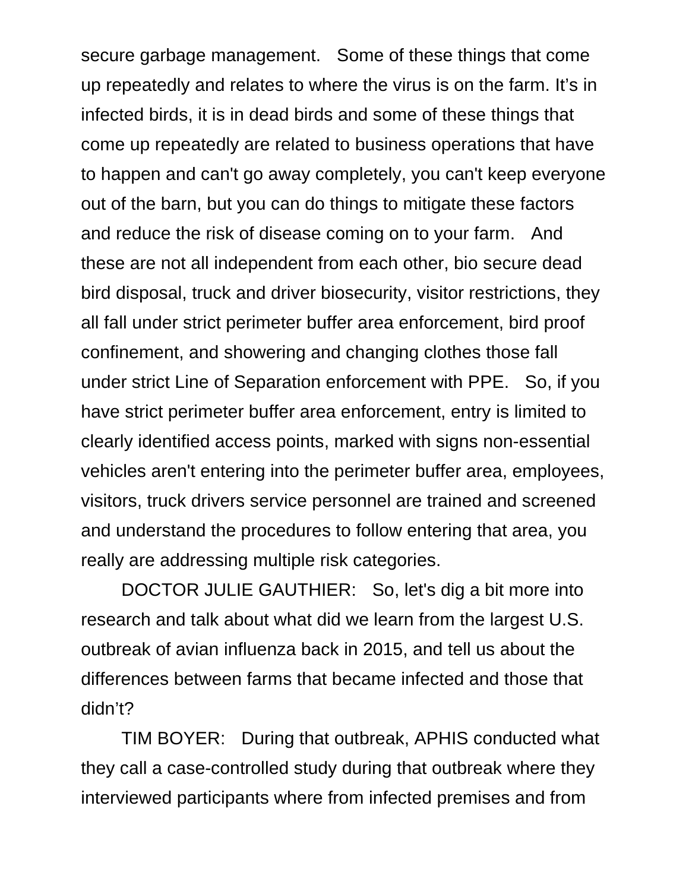secure garbage management. Some of these things that come up repeatedly and relates to where the virus is on the farm. It's in infected birds, it is in dead birds and some of these things that come up repeatedly are related to business operations that have to happen and can't go away completely, you can't keep everyone out of the barn, but you can do things to mitigate these factors and reduce the risk of disease coming on to your farm. And these are not all independent from each other, bio secure dead bird disposal, truck and driver biosecurity, visitor restrictions, they all fall under strict perimeter buffer area enforcement, bird proof confinement, and showering and changing clothes those fall under strict Line of Separation enforcement with PPE. So, if you have strict perimeter buffer area enforcement, entry is limited to clearly identified access points, marked with signs non-essential vehicles aren't entering into the perimeter buffer area, employees, visitors, truck drivers service personnel are trained and screened and understand the procedures to follow entering that area, you really are addressing multiple risk categories.

DOCTOR JULIE GAUTHIER: So, let's dig a bit more into research and talk about what did we learn from the largest U.S. outbreak of avian influenza back in 2015, and tell us about the differences between farms that became infected and those that didn't?

TIM BOYER: During that outbreak, APHIS conducted what they call a case-controlled study during that outbreak where they interviewed participants where from infected premises and from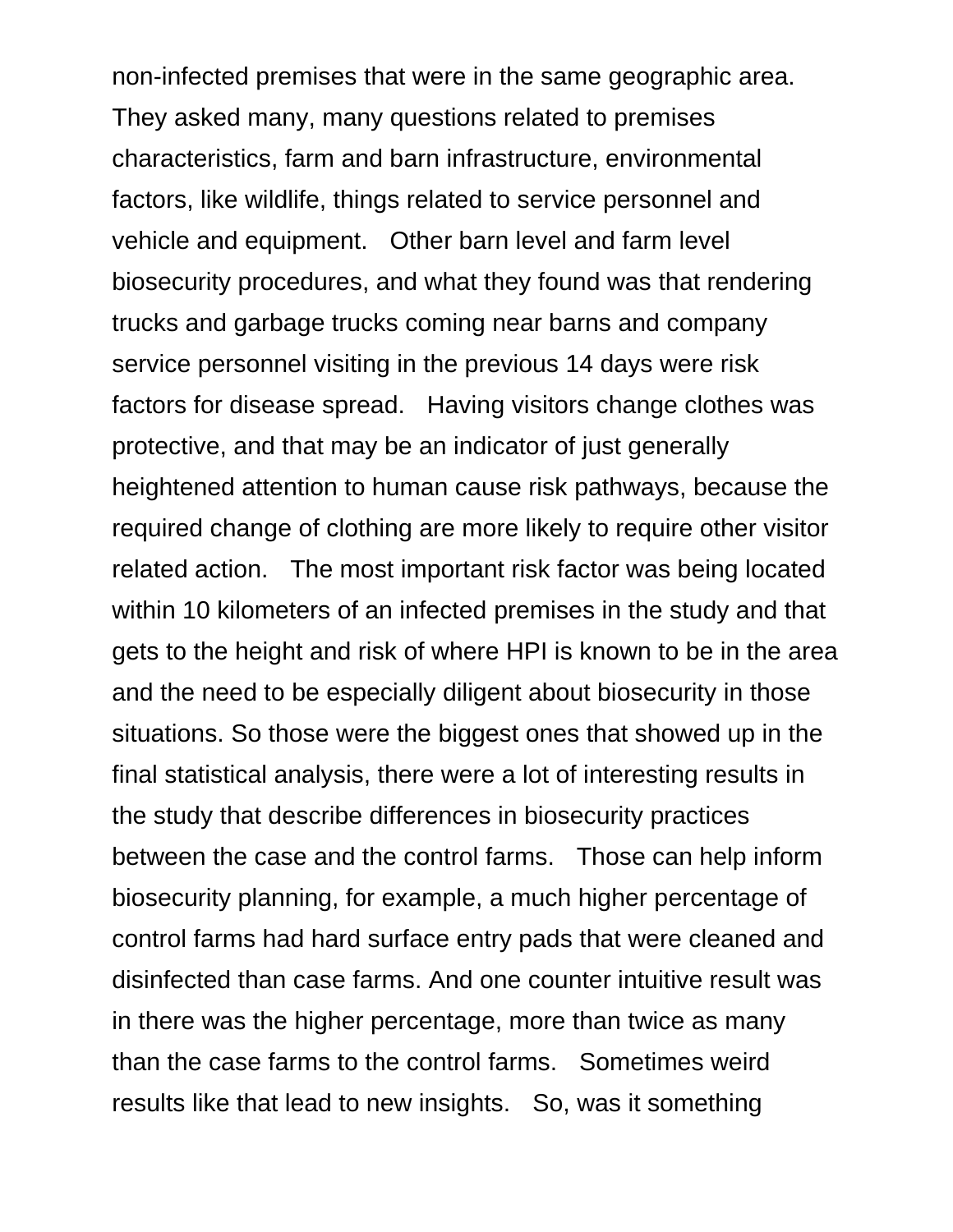non-infected premises that were in the same geographic area. They asked many, many questions related to premises characteristics, farm and barn infrastructure, environmental factors, like wildlife, things related to service personnel and vehicle and equipment. Other barn level and farm level biosecurity procedures, and what they found was that rendering trucks and garbage trucks coming near barns and company service personnel visiting in the previous 14 days were risk factors for disease spread. Having visitors change clothes was protective, and that may be an indicator of just generally heightened attention to human cause risk pathways, because the required change of clothing are more likely to require other visitor related action. The most important risk factor was being located within 10 kilometers of an infected premises in the study and that gets to the height and risk of where HPI is known to be in the area and the need to be especially diligent about biosecurity in those situations. So those were the biggest ones that showed up in the final statistical analysis, there were a lot of interesting results in the study that describe differences in biosecurity practices between the case and the control farms. Those can help inform biosecurity planning, for example, a much higher percentage of control farms had hard surface entry pads that were cleaned and disinfected than case farms. And one counter intuitive result was in there was the higher percentage, more than twice as many than the case farms to the control farms. Sometimes weird results like that lead to new insights. So, was it something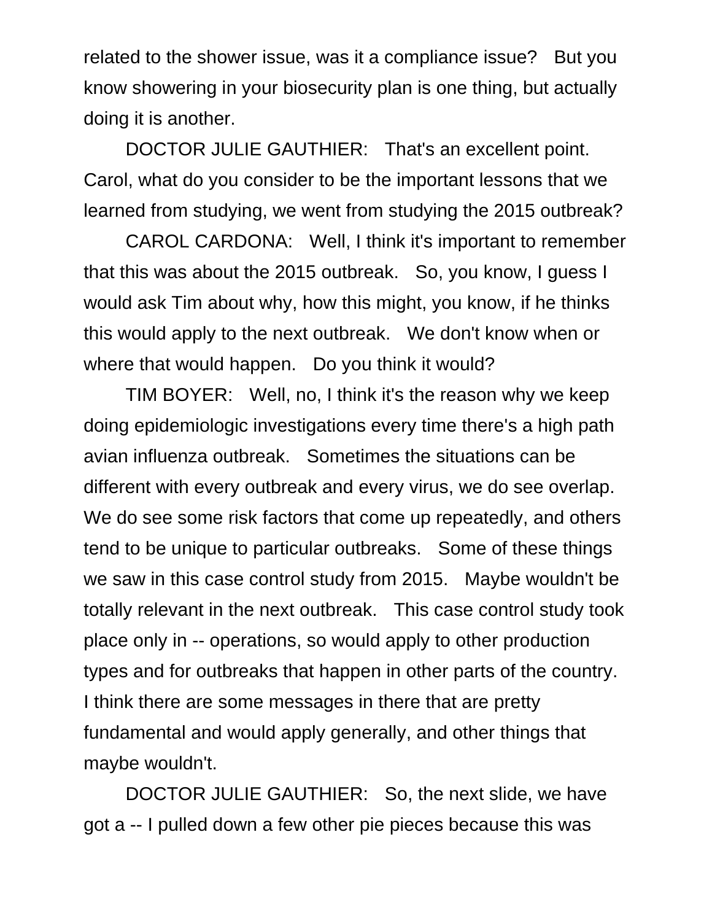related to the shower issue, was it a compliance issue? But you know showering in your biosecurity plan is one thing, but actually doing it is another.

DOCTOR JULIE GAUTHIER: That's an excellent point. Carol, what do you consider to be the important lessons that we learned from studying, we went from studying the 2015 outbreak?

CAROL CARDONA: Well, I think it's important to remember that this was about the 2015 outbreak. So, you know, I guess I would ask Tim about why, how this might, you know, if he thinks this would apply to the next outbreak. We don't know when or where that would happen. Do you think it would?

TIM BOYER: Well, no, I think it's the reason why we keep doing epidemiologic investigations every time there's a high path avian influenza outbreak. Sometimes the situations can be different with every outbreak and every virus, we do see overlap. We do see some risk factors that come up repeatedly, and others tend to be unique to particular outbreaks. Some of these things we saw in this case control study from 2015. Maybe wouldn't be totally relevant in the next outbreak. This case control study took place only in -- operations, so would apply to other production types and for outbreaks that happen in other parts of the country. I think there are some messages in there that are pretty fundamental and would apply generally, and other things that maybe wouldn't.

DOCTOR JULIE GAUTHIER: So, the next slide, we have got a -- I pulled down a few other pie pieces because this was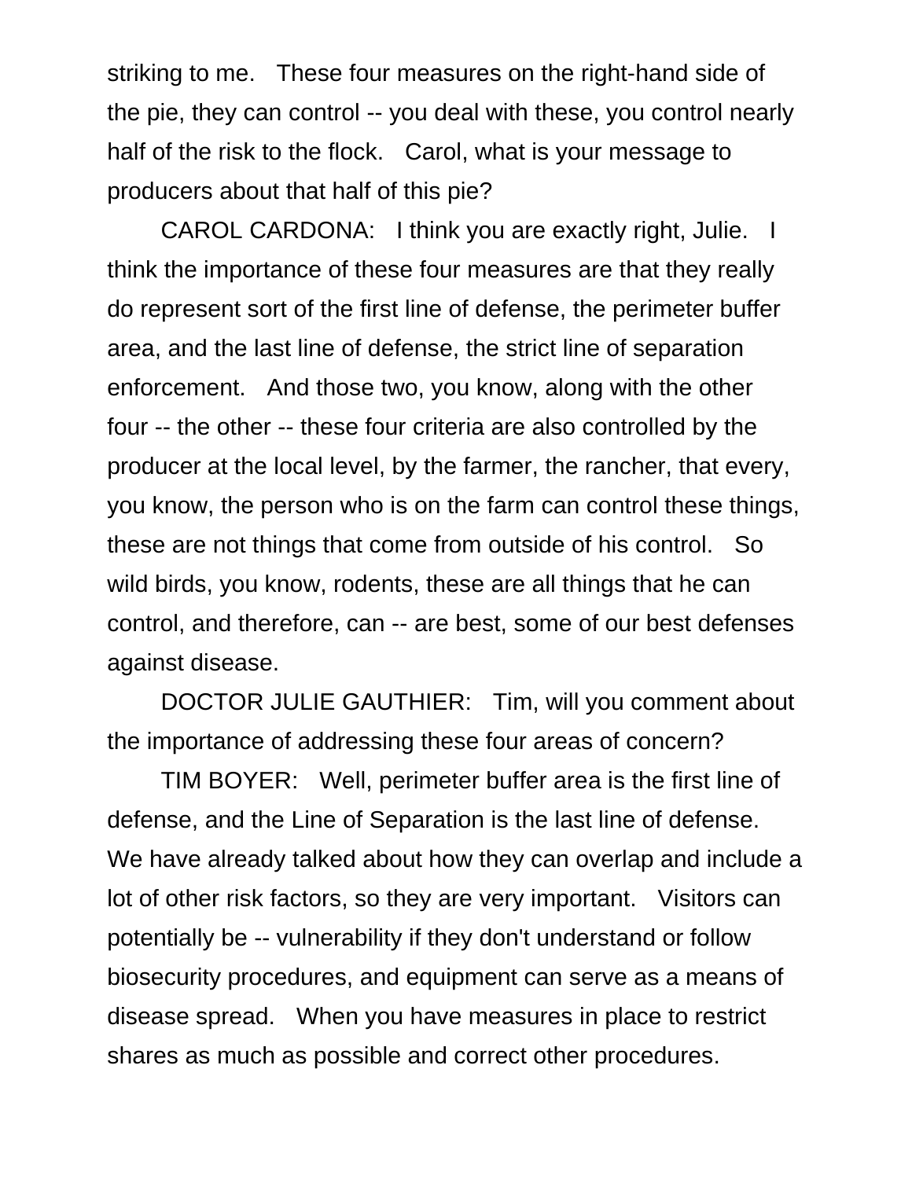striking to me. These four measures on the right-hand side of the pie, they can control -- you deal with these, you control nearly half of the risk to the flock. Carol, what is your message to producers about that half of this pie?

CAROL CARDONA: I think you are exactly right, Julie. I think the importance of these four measures are that they really do represent sort of the first line of defense, the perimeter buffer area, and the last line of defense, the strict line of separation enforcement. And those two, you know, along with the other four -- the other -- these four criteria are also controlled by the producer at the local level, by the farmer, the rancher, that every, you know, the person who is on the farm can control these things, these are not things that come from outside of his control. So wild birds, you know, rodents, these are all things that he can control, and therefore, can -- are best, some of our best defenses against disease.

DOCTOR JULIE GAUTHIER: Tim, will you comment about the importance of addressing these four areas of concern?

TIM BOYER: Well, perimeter buffer area is the first line of defense, and the Line of Separation is the last line of defense. We have already talked about how they can overlap and include a lot of other risk factors, so they are very important. Visitors can potentially be -- vulnerability if they don't understand or follow biosecurity procedures, and equipment can serve as a means of disease spread. When you have measures in place to restrict shares as much as possible and correct other procedures.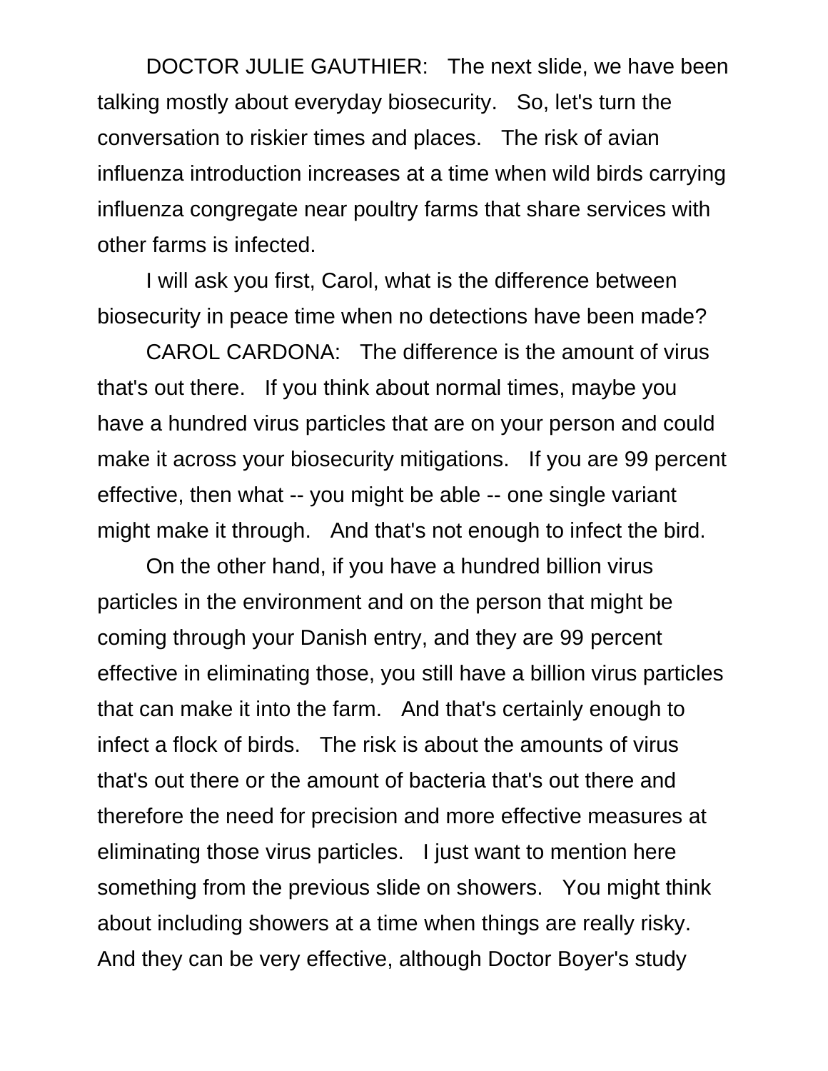DOCTOR JULIE GAUTHIER: The next slide, we have been talking mostly about everyday biosecurity. So, let's turn the conversation to riskier times and places. The risk of avian influenza introduction increases at a time when wild birds carrying influenza congregate near poultry farms that share services with other farms is infected.

I will ask you first, Carol, what is the difference between biosecurity in peace time when no detections have been made?

CAROL CARDONA: The difference is the amount of virus that's out there. If you think about normal times, maybe you have a hundred virus particles that are on your person and could make it across your biosecurity mitigations. If you are 99 percent effective, then what -- you might be able -- one single variant might make it through. And that's not enough to infect the bird.

On the other hand, if you have a hundred billion virus particles in the environment and on the person that might be coming through your Danish entry, and they are 99 percent effective in eliminating those, you still have a billion virus particles that can make it into the farm. And that's certainly enough to infect a flock of birds. The risk is about the amounts of virus that's out there or the amount of bacteria that's out there and therefore the need for precision and more effective measures at eliminating those virus particles. I just want to mention here something from the previous slide on showers. You might think about including showers at a time when things are really risky. And they can be very effective, although Doctor Boyer's study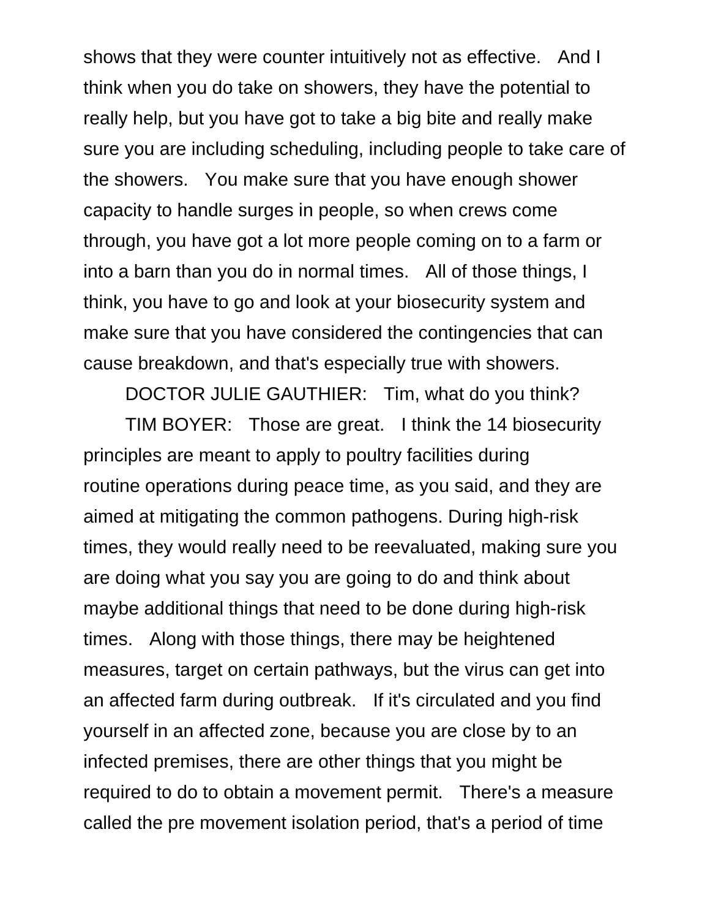shows that they were counter intuitively not as effective. And I think when you do take on showers, they have the potential to really help, but you have got to take a big bite and really make sure you are including scheduling, including people to take care of the showers. You make sure that you have enough shower capacity to handle surges in people, so when crews come through, you have got a lot more people coming on to a farm or into a barn than you do in normal times. All of those things, I think, you have to go and look at your biosecurity system and make sure that you have considered the contingencies that can cause breakdown, and that's especially true with showers.

DOCTOR JULIE GAUTHIER: Tim, what do you think?

TIM BOYER: Those are great. I think the 14 biosecurity principles are meant to apply to poultry facilities during routine operations during peace time, as you said, and they are aimed at mitigating the common pathogens. During high-risk times, they would really need to be reevaluated, making sure you are doing what you say you are going to do and think about maybe additional things that need to be done during high-risk times. Along with those things, there may be heightened measures, target on certain pathways, but the virus can get into an affected farm during outbreak. If it's circulated and you find yourself in an affected zone, because you are close by to an infected premises, there are other things that you might be required to do to obtain a movement permit. There's a measure called the pre movement isolation period, that's a period of time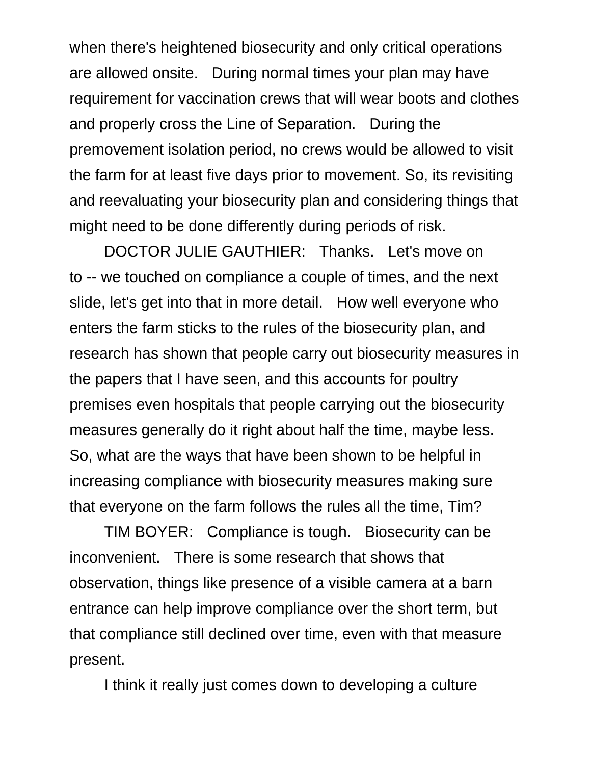when there's heightened biosecurity and only critical operations are allowed onsite. During normal times your plan may have requirement for vaccination crews that will wear boots and clothes and properly cross the Line of Separation. During the premovement isolation period, no crews would be allowed to visit the farm for at least five days prior to movement. So, its revisiting and reevaluating your biosecurity plan and considering things that might need to be done differently during periods of risk.

DOCTOR JULIE GAUTHIER: Thanks. Let's move on to -- we touched on compliance a couple of times, and the next slide, let's get into that in more detail. How well everyone who enters the farm sticks to the rules of the biosecurity plan, and research has shown that people carry out biosecurity measures in the papers that I have seen, and this accounts for poultry premises even hospitals that people carrying out the biosecurity measures generally do it right about half the time, maybe less. So, what are the ways that have been shown to be helpful in increasing compliance with biosecurity measures making sure that everyone on the farm follows the rules all the time, Tim?

TIM BOYER: Compliance is tough. Biosecurity can be inconvenient. There is some research that shows that observation, things like presence of a visible camera at a barn entrance can help improve compliance over the short term, but that compliance still declined over time, even with that measure present.

I think it really just comes down to developing a culture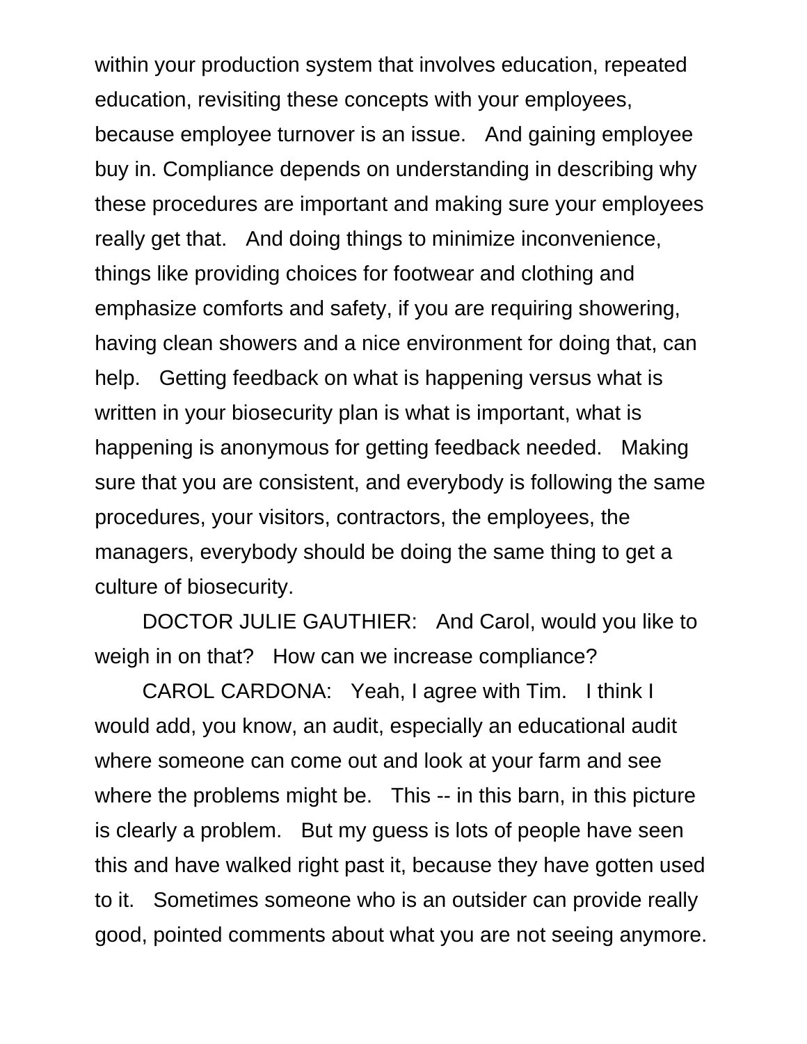within your production system that involves education, repeated education, revisiting these concepts with your employees, because employee turnover is an issue. And gaining employee buy in. Compliance depends on understanding in describing why these procedures are important and making sure your employees really get that. And doing things to minimize inconvenience, things like providing choices for footwear and clothing and emphasize comforts and safety, if you are requiring showering, having clean showers and a nice environment for doing that, can help. Getting feedback on what is happening versus what is written in your biosecurity plan is what is important, what is happening is anonymous for getting feedback needed. Making sure that you are consistent, and everybody is following the same procedures, your visitors, contractors, the employees, the managers, everybody should be doing the same thing to get a culture of biosecurity.

DOCTOR JULIE GAUTHIER: And Carol, would you like to weigh in on that? How can we increase compliance?

CAROL CARDONA: Yeah, I agree with Tim. I think I would add, you know, an audit, especially an educational audit where someone can come out and look at your farm and see where the problems might be. This -- in this barn, in this picture is clearly a problem. But my guess is lots of people have seen this and have walked right past it, because they have gotten used to it. Sometimes someone who is an outsider can provide really good, pointed comments about what you are not seeing anymore.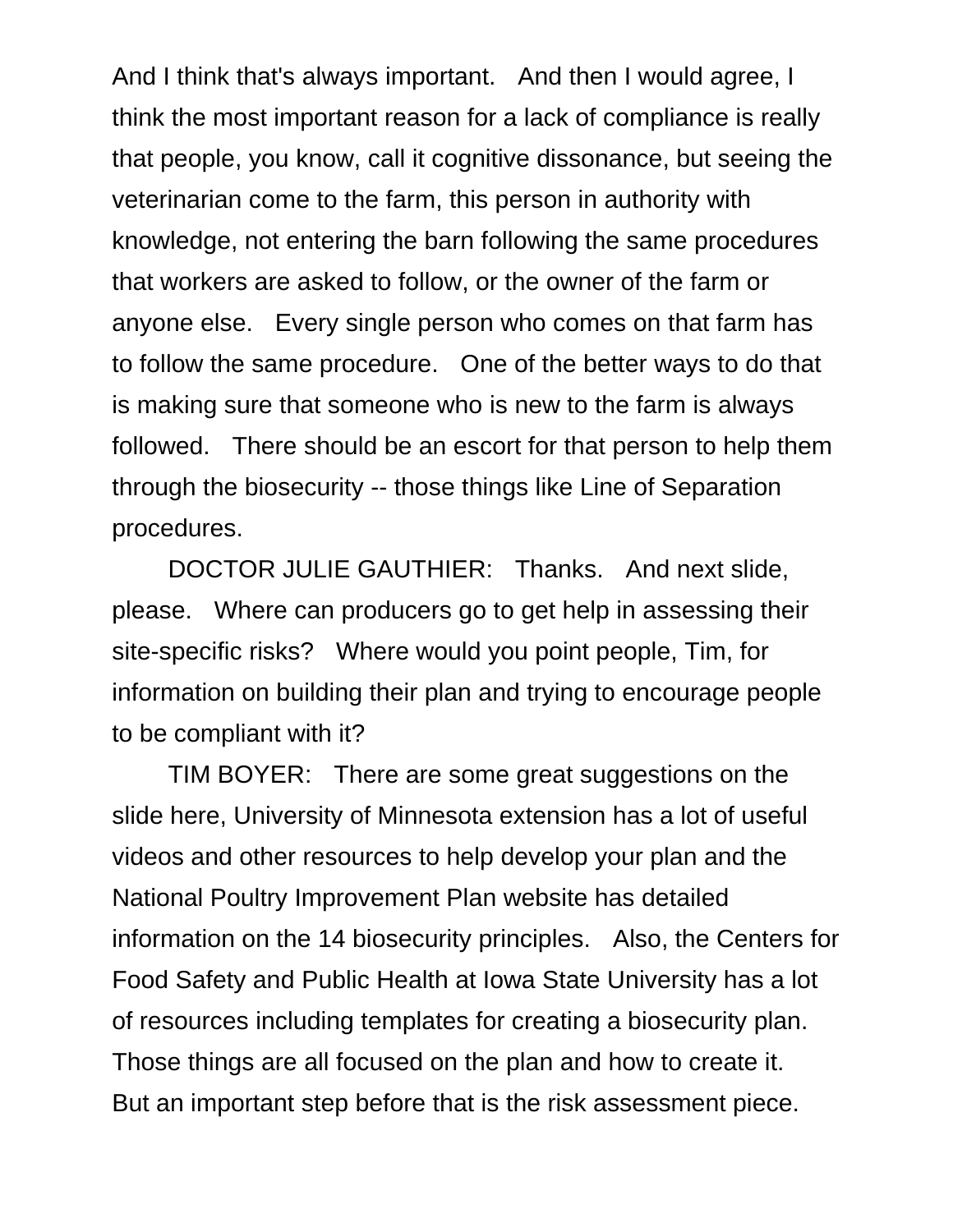And I think that's always important. And then I would agree, I think the most important reason for a lack of compliance is really that people, you know, call it cognitive dissonance, but seeing the veterinarian come to the farm, this person in authority with knowledge, not entering the barn following the same procedures that workers are asked to follow, or the owner of the farm or anyone else. Every single person who comes on that farm has to follow the same procedure. One of the better ways to do that is making sure that someone who is new to the farm is always followed. There should be an escort for that person to help them through the biosecurity -- those things like Line of Separation procedures.

DOCTOR JULIE GAUTHIER: Thanks. And next slide, please. Where can producers go to get help in assessing their site-specific risks? Where would you point people, Tim, for information on building their plan and trying to encourage people to be compliant with it?

TIM BOYER: There are some great suggestions on the slide here, University of Minnesota extension has a lot of useful videos and other resources to help develop your plan and the National Poultry Improvement Plan website has detailed information on the 14 biosecurity principles. Also, the Centers for Food Safety and Public Health at Iowa State University has a lot of resources including templates for creating a biosecurity plan. Those things are all focused on the plan and how to create it. But an important step before that is the risk assessment piece.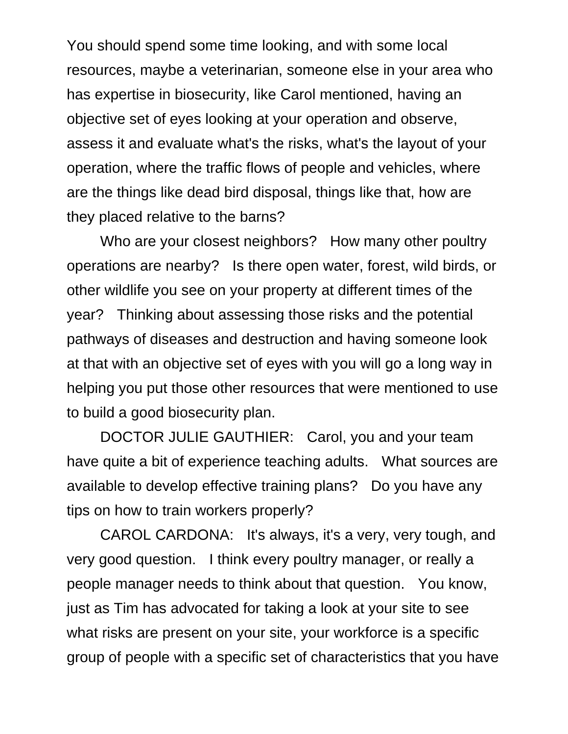You should spend some time looking, and with some local resources, maybe a veterinarian, someone else in your area who has expertise in biosecurity, like Carol mentioned, having an objective set of eyes looking at your operation and observe, assess it and evaluate what's the risks, what's the layout of your operation, where the traffic flows of people and vehicles, where are the things like dead bird disposal, things like that, how are they placed relative to the barns?

Who are your closest neighbors?  How many other poultry operations are nearby?  Is there open water, forest, wild birds, or other wildlife you see on your property at different times of the year?  Thinking about assessing those risks and the potential pathways of diseases and destruction and having someone look at that with an objective set of eyes with you will go a long way in helping you put those other resources that were mentioned to use to build a good biosecurity plan.

DOCTOR JULIE GAUTHIER:  Carol, you and your team have quite a bit of experience teaching adults.  What sources are available to develop effective training plans?  Do you have any tips on how to train workers properly?

CAROL CARDONA:  It's always, it's a very, very tough, and very good question.  I think every poultry manager, or really a people manager needs to think about that question.  You know, just as Tim has advocated for taking a look at your site to see what risks are present on your site, your workforce is a specific group of people with a specific set of characteristics that you have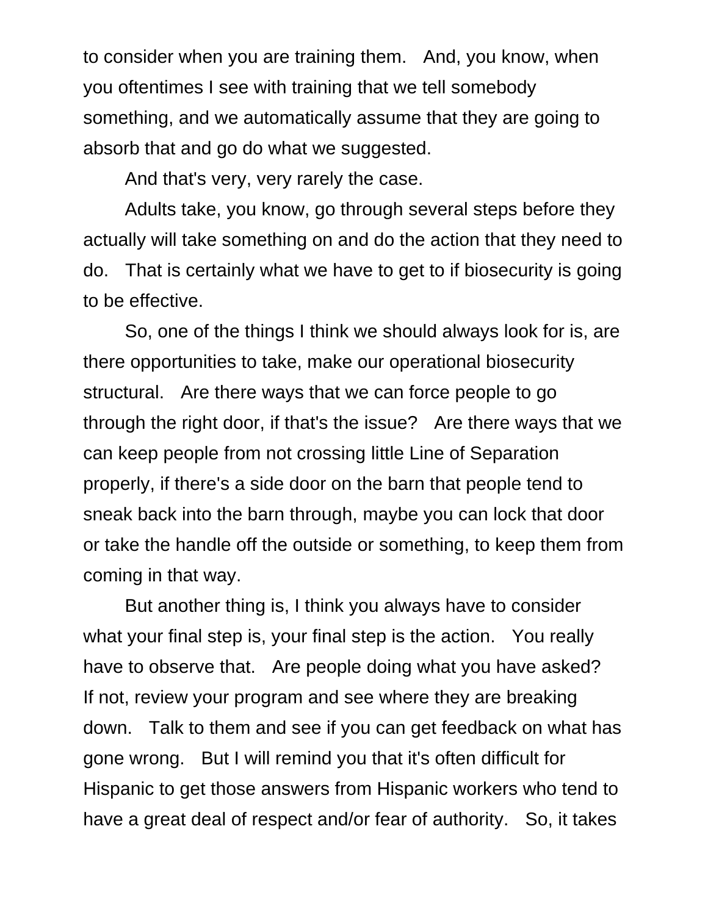to consider when you are training them. And, you know, when you oftentimes I see with training that we tell somebody something, and we automatically assume that they are going to absorb that and go do what we suggested.

And that's very, very rarely the case.

Adults take, you know, go through several steps before they actually will take something on and do the action that they need to do. That is certainly what we have to get to if biosecurity is going to be effective.

So, one of the things I think we should always look for is, are there opportunities to take, make our operational biosecurity structural. Are there ways that we can force people to go through the right door, if that's the issue? Are there ways that we can keep people from not crossing little Line of Separation properly, if there's a side door on the barn that people tend to sneak back into the barn through, maybe you can lock that door or take the handle off the outside or something, to keep them from coming in that way.

But another thing is, I think you always have to consider what your final step is, your final step is the action. You really have to observe that. Are people doing what you have asked? If not, review your program and see where they are breaking down. Talk to them and see if you can get feedback on what has gone wrong. But I will remind you that it's often difficult for Hispanic to get those answers from Hispanic workers who tend to have a great deal of respect and/or fear of authority. So, it takes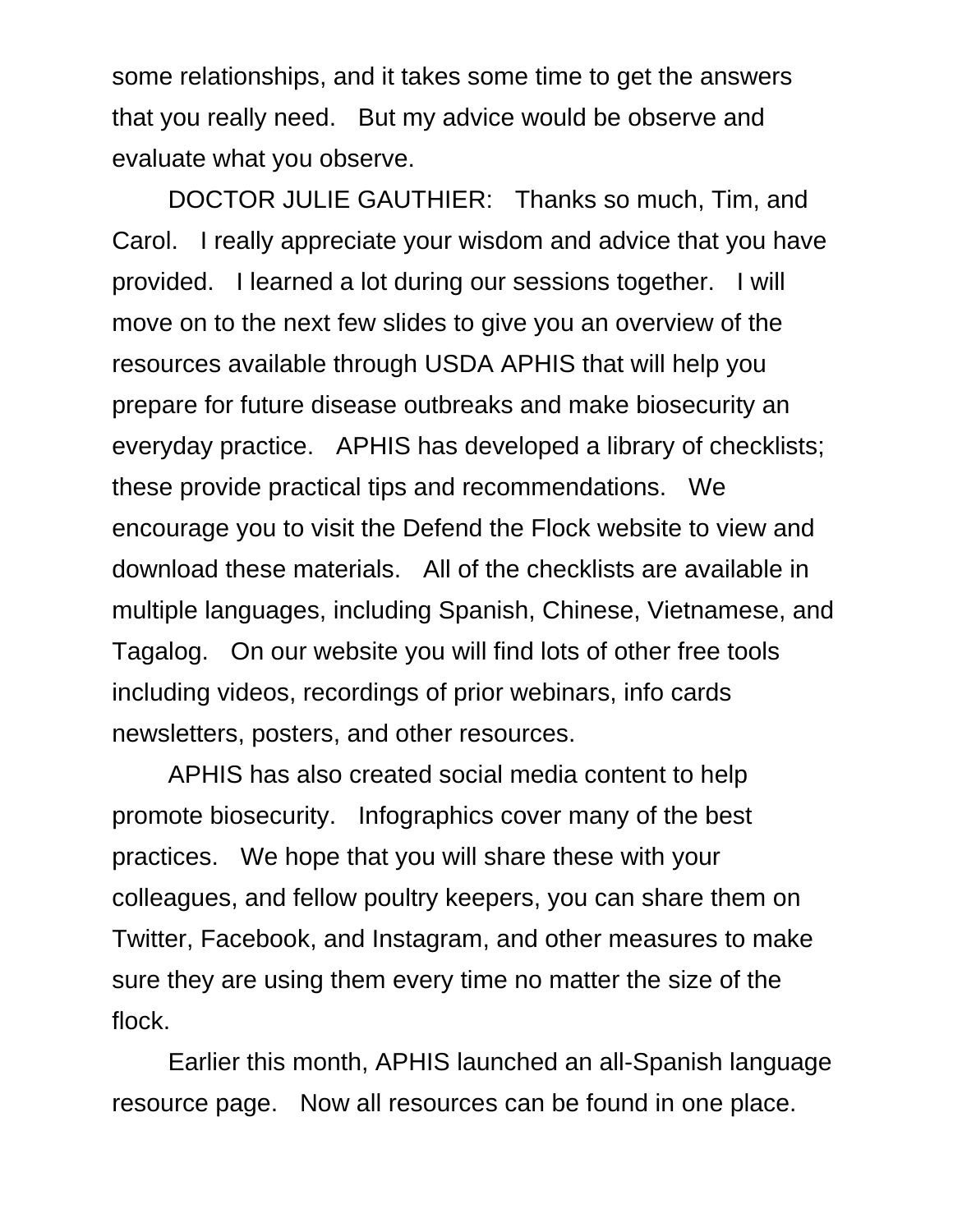some relationships, and it takes some time to get the answers that you really need. But my advice would be observe and evaluate what you observe.

DOCTOR JULIE GAUTHIER: Thanks so much, Tim, and Carol. I really appreciate your wisdom and advice that you have provided. I learned a lot during our sessions together. I will move on to the next few slides to give you an overview of the resources available through USDA APHIS that will help you prepare for future disease outbreaks and make biosecurity an everyday practice. APHIS has developed a library of checklists; these provide practical tips and recommendations. We encourage you to visit the Defend the Flock website to view and download these materials. All of the checklists are available in multiple languages, including Spanish, Chinese, Vietnamese, and Tagalog. On our website you will find lots of other free tools including videos, recordings of prior webinars, info cards newsletters, posters, and other resources.

APHIS has also created social media content to help promote biosecurity. Infographics cover many of the best practices. We hope that you will share these with your colleagues, and fellow poultry keepers, you can share them on Twitter, Facebook, and Instagram, and other measures to make sure they are using them every time no matter the size of the flock.

Earlier this month, APHIS launched an all-Spanish language resource page. Now all resources can be found in one place.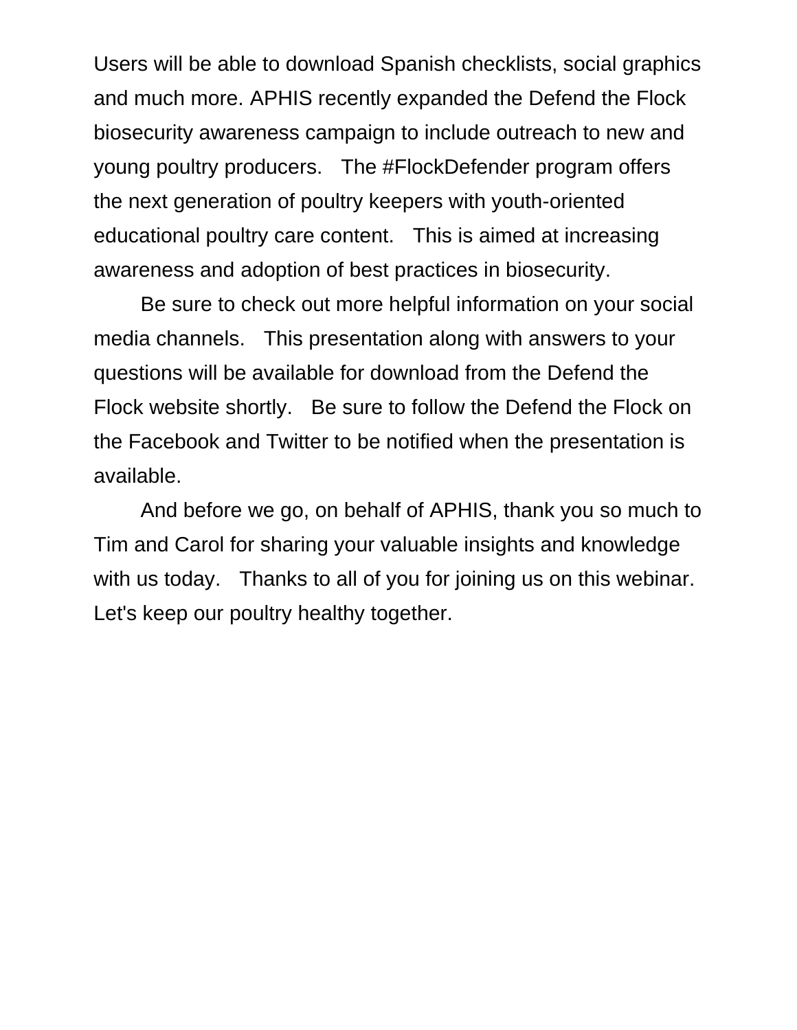Users will be able to download Spanish checklists, social graphics and much more. APHIS recently expanded the Defend the Flock biosecurity awareness campaign to include outreach to new and young poultry producers. The #FlockDefender program offers the next generation of poultry keepers with youth-oriented educational poultry care content. This is aimed at increasing awareness and adoption of best practices in biosecurity.

Be sure to check out more helpful information on your social media channels. This presentation along with answers to your questions will be available for download from the Defend the Flock website shortly. Be sure to follow the Defend the Flock on the Facebook and Twitter to be notified when the presentation is available.

And before we go, on behalf of APHIS, thank you so much to Tim and Carol for sharing your valuable insights and knowledge with us today. Thanks to all of you for joining us on this webinar. Let's keep our poultry healthy together.